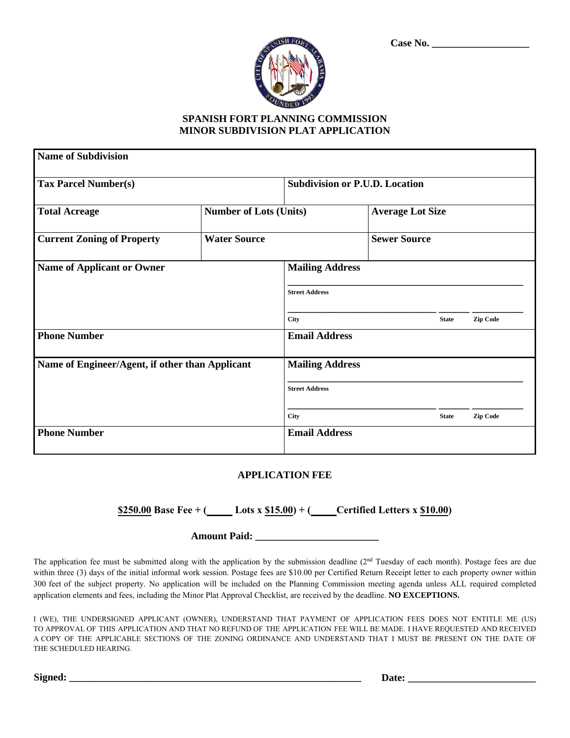Case No. ___________________

## SPANISH FORT PLANNING COMMISSION
## MINOR SUBDIVISION PLAT APPLICATION

| | | | |
|---|---|---|---|
| **Name of Subdivision** | | | |
| **Tax Parcel Number(s)** | | **Subdivision or P.U.D. Location** | |
| **Total Acreage** | **Number of Lots (Units)** | | **Average Lot Size** |
| **Current Zoning of Property** | **Water Source** | | **Sewer Source** |
| **Name of Applicant or Owner** | | **Mailing Address**<br>______________________________<br>Street Address<br>______________________ ______ ________<br>City State Zip Code | |
| **Phone Number** | | **Email Address** | |
| **Name of Engineer/Agent, if other than Applicant** | | **Mailing Address**<br>______________________________<br>Street Address<br>______________________ ______ ________<br>City State Zip Code | |
| **Phone Number** | | **Email Address** | |

### APPLICATION FEE

**$250.00 Base Fee + (_____ Lots x $15.00) + (_____Certified Letters x $10.00)**

**Amount Paid: ________________________**

The application fee must be submitted along with the application by the submission deadline (2nd Tuesday of each month). Postage fees are due within three (3) days of the initial informal work session. Postage fees are $10.00 per Certified Return Receipt letter to each property owner within 300 feet of the subject property. No application will be included on the Planning Commission meeting agenda unless ALL required completed application elements and fees, including the Minor Plat Approval Checklist, are received by the deadline. **NO EXCEPTIONS.**

I (WE), THE UNDERSIGNED APPLICANT (OWNER), UNDERSTAND THAT PAYMENT OF APPLICATION FEES DOES NOT ENTITLE ME (US) TO APPROVAL OF THIS APPLICATION AND THAT NO REFUND OF THE APPLICATION FEE WILL BE MADE. I HAVE REQUESTED AND RECEIVED A COPY OF THE APPLICABLE SECTIONS OF THE ZONING ORDINANCE AND UNDERSTAND THAT I MUST BE PRESENT ON THE DATE OF THE SCHEDULED HEARING.

**Signed:** ____________________________________________ **Date:** _________________________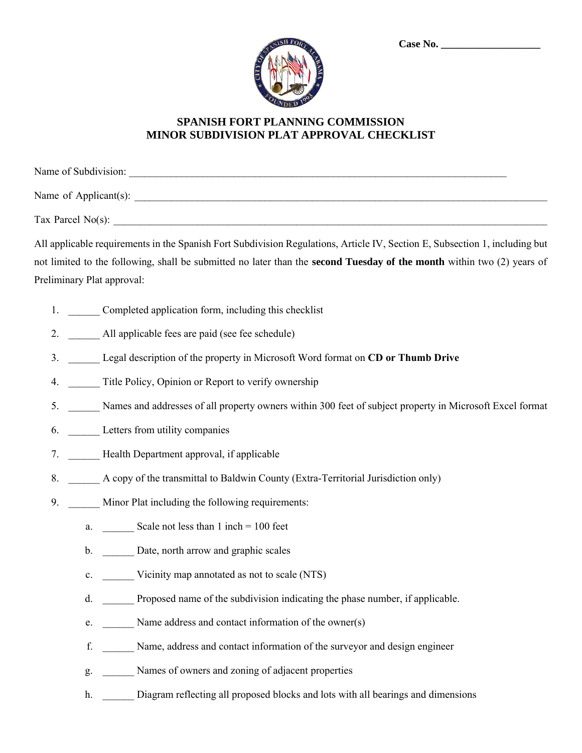**Case No. ___________________**

# SPANISH FORT PLANNING COMMISSION
# MINOR SUBDIVISION PLAT APPROVAL CHECKLIST

Name of Subdivision: ___________________________________________________________________________

Name of Applicant(s): ___________________________________________________________________________

Tax Parcel No(s): ___________________________________________________________________________

All applicable requirements in the Spanish Fort Subdivision Regulations, Article IV, Section E, Subsection 1, including but not limited to the following, shall be submitted no later than the **second Tuesday of the month** within two (2) years of Preliminary Plat approval:

1. ______ Completed application form, including this checklist
2. ______ All applicable fees are paid (see fee schedule)
3. ______ Legal description of the property in Microsoft Word format on **CD or Thumb Drive**
4. ______ Title Policy, Opinion or Report to verify ownership
5. ______ Names and addresses of all property owners within 300 feet of subject property in Microsoft Excel format
6. ______ Letters from utility companies
7. ______ Health Department approval, if applicable
8. ______ A copy of the transmittal to Baldwin County (Extra-Territorial Jurisdiction only)
9. ______ Minor Plat including the following requirements:
    a. ______ Scale not less than 1 inch = 100 feet
    b. ______ Date, north arrow and graphic scales
    c. ______ Vicinity map annotated as not to scale (NTS)
    d. ______ Proposed name of the subdivision indicating the phase number, if applicable.
    e. ______ Name address and contact information of the owner(s)
    f. ______ Name, address and contact information of the surveyor and design engineer
    g. ______ Names of owners and zoning of adjacent properties
    h. ______ Diagram reflecting all proposed blocks and lots with all bearings and dimensions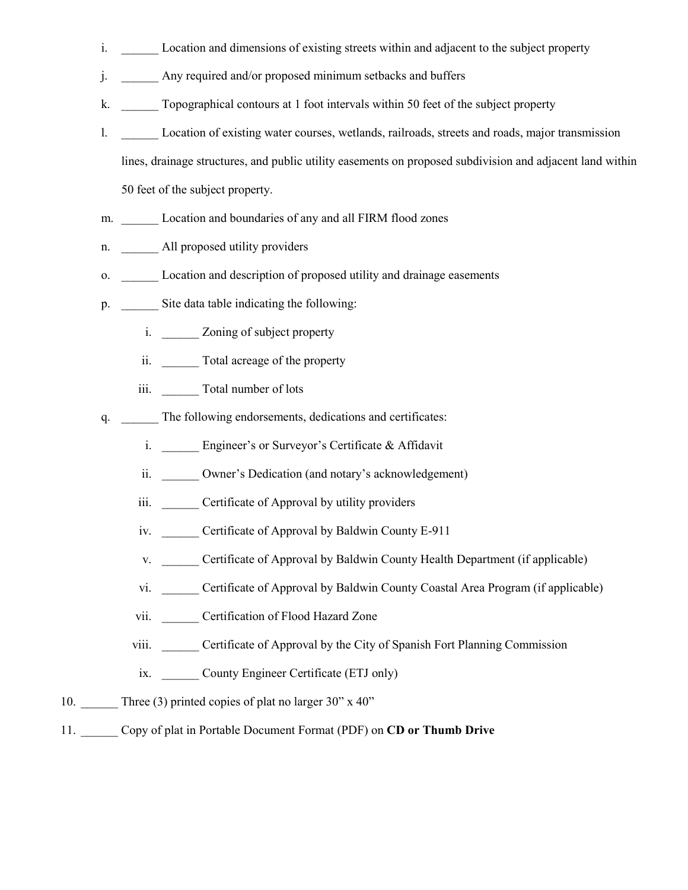i. ______ Location and dimensions of existing streets within and adjacent to the subject property

j. ______ Any required and/or proposed minimum setbacks and buffers

k. ______ Topographical contours at 1 foot intervals within 50 feet of the subject property

l. ______ Location of existing water courses, wetlands, railroads, streets and roads, major transmission lines, drainage structures, and public utility easements on proposed subdivision and adjacent land within 50 feet of the subject property.

m. ______ Location and boundaries of any and all FIRM flood zones

n. ______ All proposed utility providers

o. ______ Location and description of proposed utility and drainage easements

p. ______ Site data table indicating the following:

   i. ______ Zoning of subject property

   ii. ______ Total acreage of the property

   iii. ______ Total number of lots

q. ______ The following endorsements, dedications and certificates:

   i. ______ Engineer's or Surveyor's Certificate & Affidavit

   ii. ______ Owner's Dedication (and notary's acknowledgement)

   iii. ______ Certificate of Approval by utility providers

   iv. ______ Certificate of Approval by Baldwin County E-911

   v. ______ Certificate of Approval by Baldwin County Health Department (if applicable)

   vi. ______ Certificate of Approval by Baldwin County Coastal Area Program (if applicable)

   vii. ______ Certification of Flood Hazard Zone

   viii. ______ Certificate of Approval by the City of Spanish Fort Planning Commission

   ix. ______ County Engineer Certificate (ETJ only)

10. ______ Three (3) printed copies of plat no larger 30" x 40"

11. ______ Copy of plat in Portable Document Format (PDF) on **CD or Thumb Drive**